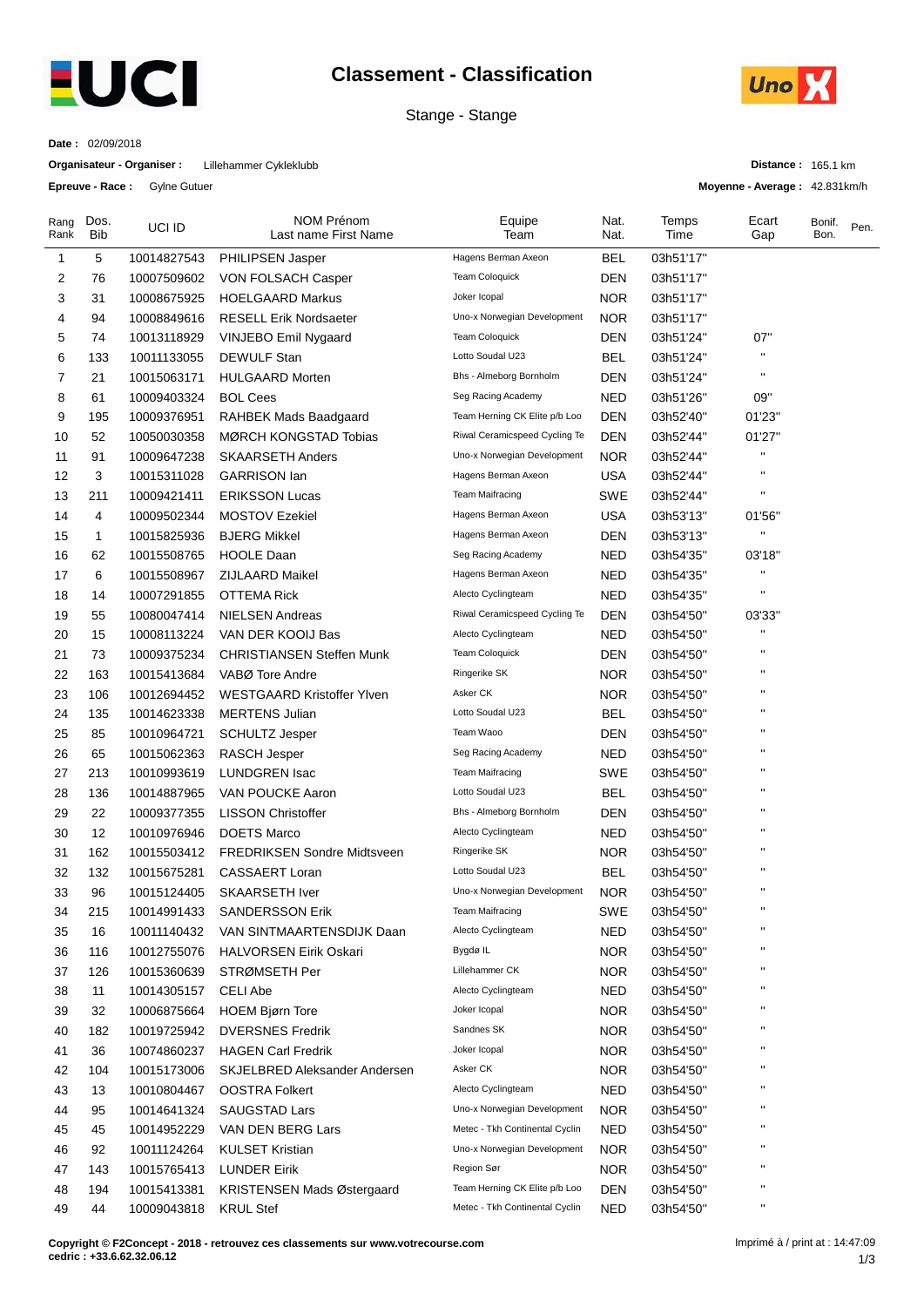# Classement - Classification

Stange - Stange

**Date :** 02/09/2018

**Organisateur - Organiser :** Lillehammer Cykleklubb

**Epreuve - Race :** Gylne Gutuer

**Distance :** 165.1 km

**Moyenne - Average :** 42.831km/h

| Rang Rank | Dos. Bib | UCI ID | NOM Prénom Last name First Name | Equipe Team | Nat. Nat. | Temps Time | Ecart Gap | Bonif. Bon. | Pen. |
|---|---|---|---|---|---|---|---|---|---|
| 1 | 5 | 10014827543 | PHILIPSEN Jasper | Hagens Berman Axeon | BEL | 03h51'17'' | | | |
| 2 | 76 | 10007509602 | VON FOLSACH Casper | Team Coloquick | DEN | 03h51'17'' | | | |
| 3 | 31 | 10008675925 | HOELGAARD Markus | Joker Icopal | NOR | 03h51'17'' | | | |
| 4 | 94 | 10008849616 | RESELL Erik Nordsaeter | Uno-x Norwegian Development | NOR | 03h51'17'' | | | |
| 5 | 74 | 10013118929 | VINJEBO Emil Nygaard | Team Coloquick | DEN | 03h51'24'' | 07'' | | |
| 6 | 133 | 10011133055 | DEWULF Stan | Lotto Soudal U23 | BEL | 03h51'24'' | " | | |
| 7 | 21 | 10015063171 | HULGAARD Morten | Bhs - Almeborg Bornholm | DEN | 03h51'24'' | " | | |
| 8 | 61 | 10009403324 | BOL Cees | Seg Racing Academy | NED | 03h51'26'' | 09'' | | |
| 9 | 195 | 10009376951 | RAHBEK Mads Baadgaard | Team Herning CK Elite p/b Loo | DEN | 03h52'40'' | 01'23'' | | |
| 10 | 52 | 10050030358 | MØRCH KONGSTAD Tobias | Riwal Ceramicspeed Cycling Te | DEN | 03h52'44'' | 01'27'' | | |
| 11 | 91 | 10009647238 | SKAARSETH Anders | Uno-x Norwegian Development | NOR | 03h52'44'' | " | | |
| 12 | 3 | 10015311028 | GARRISON Ian | Hagens Berman Axeon | USA | 03h52'44'' | " | | |
| 13 | 211 | 10009421411 | ERIKSSON Lucas | Team Maifracing | SWE | 03h52'44'' | " | | |
| 14 | 4 | 10009502344 | MOSTOV Ezekiel | Hagens Berman Axeon | USA | 03h53'13'' | 01'56'' | | |
| 15 | 1 | 10015825936 | BJERG Mikkel | Hagens Berman Axeon | DEN | 03h53'13'' | " | | |
| 16 | 62 | 10015508765 | HOOLE Daan | Seg Racing Academy | NED | 03h54'35'' | 03'18'' | | |
| 17 | 6 | 10015508967 | ZIJLAARD Maikel | Hagens Berman Axeon | NED | 03h54'35'' | " | | |
| 18 | 14 | 10007291855 | OTTEMA Rick | Alecto Cyclingteam | NED | 03h54'35'' | " | | |
| 19 | 55 | 10080047414 | NIELSEN Andreas | Riwal Ceramicspeed Cycling Te | DEN | 03h54'50'' | 03'33'' | | |
| 20 | 15 | 10008113224 | VAN DER KOOIJ Bas | Alecto Cyclingteam | NED | 03h54'50'' | " | | |
| 21 | 73 | 10009375234 | CHRISTIANSEN Steffen Munk | Team Coloquick | DEN | 03h54'50'' | " | | |
| 22 | 163 | 10015413684 | VABØ Tore Andre | Ringerike SK | NOR | 03h54'50'' | " | | |
| 23 | 106 | 10012694452 | WESTGAARD Kristoffer Ylven | Asker CK | NOR | 03h54'50'' | " | | |
| 24 | 135 | 10014623338 | MERTENS Julian | Lotto Soudal U23 | BEL | 03h54'50'' | " | | |
| 25 | 85 | 10010964721 | SCHULTZ Jesper | Team Waoo | DEN | 03h54'50'' | " | | |
| 26 | 65 | 10015062363 | RASCH Jesper | Seg Racing Academy | NED | 03h54'50'' | " | | |
| 27 | 213 | 10010993619 | LUNDGREN Isac | Team Maifracing | SWE | 03h54'50'' | " | | |
| 28 | 136 | 10014887965 | VAN POUCKE Aaron | Lotto Soudal U23 | BEL | 03h54'50'' | " | | |
| 29 | 22 | 10009377355 | LISSON Christoffer | Bhs - Almeborg Bornholm | DEN | 03h54'50'' | " | | |
| 30 | 12 | 10010976946 | DOETS Marco | Alecto Cyclingteam | NED | 03h54'50'' | " | | |
| 31 | 162 | 10015503412 | FREDRIKSEN Sondre Midtsveen | Ringerike SK | NOR | 03h54'50'' | " | | |
| 32 | 132 | 10015675281 | CASSAERT Loran | Lotto Soudal U23 | BEL | 03h54'50'' | " | | |
| 33 | 96 | 10015124405 | SKAARSETH Iver | Uno-x Norwegian Development | NOR | 03h54'50'' | " | | |
| 34 | 215 | 10014991433 | SANDERSSON Erik | Team Maifracing | SWE | 03h54'50'' | " | | |
| 35 | 16 | 10011140432 | VAN SINTMAARTENSDIJK Daan | Alecto Cyclingteam | NED | 03h54'50'' | " | | |
| 36 | 116 | 10012755076 | HALVORSEN Eirik Oskari | Bygdø IL | NOR | 03h54'50'' | " | | |
| 37 | 126 | 10015360639 | STRØMSETH Per | Lillehammer CK | NOR | 03h54'50'' | " | | |
| 38 | 11 | 10014305157 | CELI Abe | Alecto Cyclingteam | NED | 03h54'50'' | " | | |
| 39 | 32 | 10006875664 | HOEM Bjørn Tore | Joker Icopal | NOR | 03h54'50'' | " | | |
| 40 | 182 | 10019725942 | DVERSNES Fredrik | Sandnes SK | NOR | 03h54'50'' | " | | |
| 41 | 36 | 10074860237 | HAGEN Carl Fredrik | Joker Icopal | NOR | 03h54'50'' | " | | |
| 42 | 104 | 10015173006 | SKJELBRED Aleksander Andersen | Asker CK | NOR | 03h54'50'' | " | | |
| 43 | 13 | 10010804467 | OOSTRA Folkert | Alecto Cyclingteam | NED | 03h54'50'' | " | | |
| 44 | 95 | 10014641324 | SAUGSTAD Lars | Uno-x Norwegian Development | NOR | 03h54'50'' | " | | |
| 45 | 45 | 10014952229 | VAN DEN BERG Lars | Metec - Tkh Continental Cyclin | NED | 03h54'50'' | " | | |
| 46 | 92 | 10011124264 | KULSET Kristian | Uno-x Norwegian Development | NOR | 03h54'50'' | " | | |
| 47 | 143 | 10015765413 | LUNDER Eirik | Region Sør | NOR | 03h54'50'' | " | | |
| 48 | 194 | 10015413381 | KRISTENSEN Mads Østergaard | Team Herning CK Elite p/b Loo | DEN | 03h54'50'' | " | | |
| 49 | 44 | 10009043818 | KRUL Stef | Metec - Tkh Continental Cyclin | NED | 03h54'50'' | " | | |

**Copyright © F2Concept - 2018 - retrouvez ces classements sur www.votrecourse.com**
**cedric : +33.6.62.32.06.12**

Imprimé à / print at : 14:47:09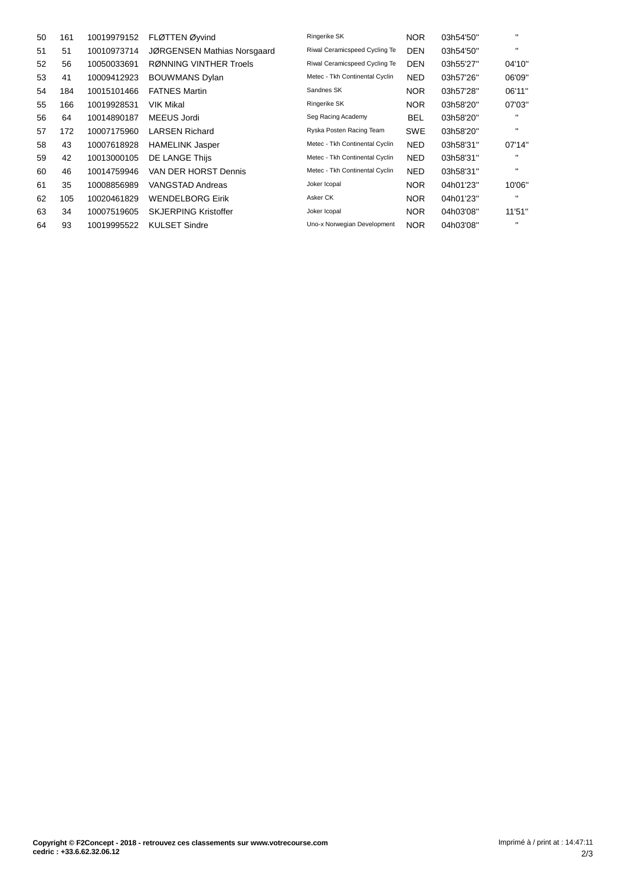| | | | | | | | |
|---|---|---|---|---|---|---|---|
| 50 | 161 | 10019979152 | FLØTTEN Øyvind | Ringerike SK | NOR | 03h54'50'' | '' |
| 51 | 51 | 10010973714 | JØRGENSEN Mathias Norsgaard | Riwal Ceramicspeed Cycling Te | DEN | 03h54'50'' | '' |
| 52 | 56 | 10050033691 | RØNNING VINTHER Troels | Riwal Ceramicspeed Cycling Te | DEN | 03h55'27'' | 04'10'' |
| 53 | 41 | 10009412923 | BOUWMANS Dylan | Metec - Tkh Continental Cyclin | NED | 03h57'26'' | 06'09'' |
| 54 | 184 | 10015101466 | FATNES Martin | Sandnes SK | NOR | 03h57'28'' | 06'11'' |
| 55 | 166 | 10019928531 | VIK Mikal | Ringerike SK | NOR | 03h58'20'' | 07'03'' |
| 56 | 64 | 10014890187 | MEEUS Jordi | Seg Racing Academy | BEL | 03h58'20'' | '' |
| 57 | 172 | 10007175960 | LARSEN Richard | Ryska Posten Racing Team | SWE | 03h58'20'' | '' |
| 58 | 43 | 10007618928 | HAMELINK Jasper | Metec - Tkh Continental Cyclin | NED | 03h58'31'' | 07'14'' |
| 59 | 42 | 10013000105 | DE LANGE Thijs | Metec - Tkh Continental Cyclin | NED | 03h58'31'' | '' |
| 60 | 46 | 10014759946 | VAN DER HORST Dennis | Metec - Tkh Continental Cyclin | NED | 03h58'31'' | '' |
| 61 | 35 | 10008856989 | VANGSTAD Andreas | Joker Icopal | NOR | 04h01'23'' | 10'06'' |
| 62 | 105 | 10020461829 | WENDELBORG Eirik | Asker CK | NOR | 04h01'23'' | '' |
| 63 | 34 | 10007519605 | SKJERPING Kristoffer | Joker Icopal | NOR | 04h03'08'' | 11'51'' |
| 64 | 93 | 10019995522 | KULSET Sindre | Uno-x Norwegian Development | NOR | 04h03'08'' | '' |

**Copyright © F2Concept - 2018 - retrouvez ces classements sur www.votrecourse.com**
**cedric : +33.6.62.32.06.12**

Imprimé à / print at : 14:47:11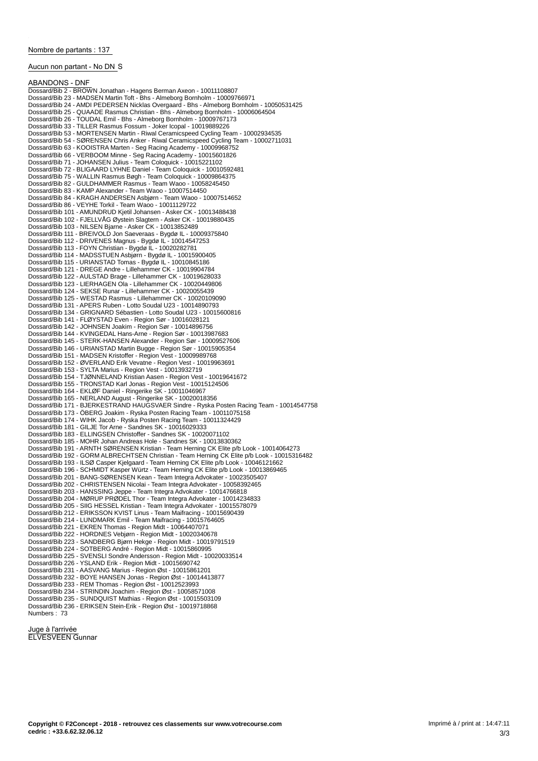Nombre de partants : 137

Aucun non partant - No DNS

ABANDONS - DNF

Dossard/Bib 2 - BROWN Jonathan - Hagens Berman Axeon - 10011108807
Dossard/Bib 23 - MADSEN Martin Toft - Bhs - Almeborg Bornholm - 10009766971
Dossard/Bib 24 - AMDI PEDERSEN Nicklas Overgaard - Bhs - Almeborg Bornholm - 10050531425
Dossard/Bib 25 - QUAADE Rasmus Christian - Bhs - Almeborg Bornholm - 10006064504
Dossard/Bib 26 - TOUDAL Emil - Bhs - Almeborg Bornholm - 10009767173
Dossard/Bib 33 - TILLER Rasmus Fossum - Joker Icopal - 10019889226
Dossard/Bib 53 - MORTENSEN Martin - Riwal Ceramicspeed Cycling Team - 10002934535
Dossard/Bib 54 - SØRENSEN Chris Anker - Riwal Ceramicspeed Cycling Team - 10002711031
Dossard/Bib 63 - KOOISTRA Marten - Seg Racing Academy - 10009968752
Dossard/Bib 66 - VERBOOM Minne - Seg Racing Academy - 10015601826
Dossard/Bib 71 - JOHANSEN Julius - Team Coloquick - 10015221102
Dossard/Bib 72 - BLIGAARD LYHNE Daniel - Team Coloquick - 10010592481
Dossard/Bib 75 - WALLIN Rasmus Bøgh - Team Coloquick - 10009864375
Dossard/Bib 82 - GULDHAMMER Rasmus - Team Waoo - 10058245450
Dossard/Bib 83 - KAMP Alexander - Team Waoo - 10007514450
Dossard/Bib 84 - KRAGH ANDERSEN Asbjørn - Team Waoo - 10007514652
Dossard/Bib 86 - VEYHE Torkil - Team Waoo - 10011129722
Dossard/Bib 101 - AMUNDRUD Kjetil Johansen - Asker CK - 10013488438
Dossard/Bib 102 - FJELLVÅG Øystein Slagtern - Asker CK - 10019880435
Dossard/Bib 103 - NILSEN Bjarne - Asker CK - 10013852489
Dossard/Bib 111 - BREIVOLD Jon Saeveraas - Bygdø IL - 10009375840
Dossard/Bib 112 - DRIVENES Magnus - Bygdø IL - 10014547253
Dossard/Bib 113 - FOYN Christian - Bygdø IL - 10020282781
Dossard/Bib 114 - MADSSTUEN Asbjørn - Bygdø IL - 10015900405
Dossard/Bib 115 - URIANSTAD Tomas - Bygdø IL - 10010845186
Dossard/Bib 121 - DREGE Andre - Lillehammer CK - 10019904784
Dossard/Bib 122 - AULSTAD Brage - Lillehammer CK - 10019628033
Dossard/Bib 123 - LIERHAGEN Ola - Lillehammer CK - 10020449806
Dossard/Bib 124 - SEKSE Runar - Lillehammer CK - 10020055439
Dossard/Bib 125 - WESTAD Rasmus - Lillehammer CK - 10020109090
Dossard/Bib 131 - APERS Ruben - Lotto Soudal U23 - 10014890793
Dossard/Bib 134 - GRIGNARD Sébastien - Lotto Soudal U23 - 10015600816
Dossard/Bib 141 - FLØYSTAD Even - Region Sør - 10016028121
Dossard/Bib 142 - JOHNSEN Joakim - Region Sør - 10014896756
Dossard/Bib 144 - KVINGEDAL Hans-Arne - Region Sør - 10013987683
Dossard/Bib 145 - STERK-HANSEN Alexander - Region Sør - 10009527606
Dossard/Bib 146 - URIANSTAD Martin Bugge - Region Sør - 10015905354
Dossard/Bib 151 - MADSEN Kristoffer - Region Vest - 10009989768
Dossard/Bib 152 - ØVERLAND Erik Vevatne - Region Vest - 10019963691
Dossard/Bib 153 - SYLTA Marius - Region Vest - 10013932719
Dossard/Bib 154 - TJØNNELAND Kristian Aasen - Region Vest - 10019641672
Dossard/Bib 155 - TRONSTAD Karl Jonas - Region Vest - 10015124506
Dossard/Bib 164 - EKLØF Daniel - Ringerike SK - 10011046967
Dossard/Bib 165 - NERLAND August - Ringerike SK - 10020018356
Dossard/Bib 171 - BJERKESTRAND HAUGSVAER Sindre - Ryska Posten Racing Team - 10014547758
Dossard/Bib 173 - ÖBERG Joakim - Ryska Posten Racing Team - 10011075158
Dossard/Bib 174 - WIHK Jacob - Ryska Posten Racing Team - 10011324429
Dossard/Bib 181 - GILJE Tor Arne - Sandnes SK - 10016029333
Dossard/Bib 183 - ELLINGSEN Christoffer - Sandnes SK - 10020071102
Dossard/Bib 185 - MOHR Johan Andreas Hole - Sandnes SK - 10013830362
Dossard/Bib 191 - ARNTH SØRENSEN Kristian - Team Herning CK Elite p/b Look - 10014064273
Dossard/Bib 192 - GORM ALBRECHTSEN Christian - Team Herning CK Elite p/b Look - 10015316482
Dossard/Bib 193 - ILSØ Casper Kjelgaard - Team Herning CK Elite p/b Look - 10046121662
Dossard/Bib 196 - SCHMIDT Kasper Würtz - Team Herning CK Elite p/b Look - 10013869465
Dossard/Bib 201 - BANG-SØRENSEN Kean - Team Integra Advokater - 10023505407
Dossard/Bib 202 - CHRISTENSEN Nicolai - Team Integra Advokater - 10058392465
Dossard/Bib 203 - HANSSING Jeppe - Team Integra Advokater - 10014766818
Dossard/Bib 204 - MØRUP PRØDEL Thor - Team Integra Advokater - 10014234833
Dossard/Bib 205 - SIIG HESSEL Kristian - Team Integra Advokater - 10015578079
Dossard/Bib 212 - ERIKSSON KVIST Linus - Team Maifracing - 10015690439
Dossard/Bib 214 - LUNDMARK Emil - Team Maifracing - 10015764605
Dossard/Bib 221 - EKREN Thomas - Region Midt - 10064407071
Dossard/Bib 222 - HORDNES Vebjørn - Region Midt - 10020340678
Dossard/Bib 223 - SANDBERG Bjørn Hekge - Region Midt - 10019791519
Dossard/Bib 224 - SOTBERG André - Region Midt - 10015860995
Dossard/Bib 225 - SVENSLI Sondre Andersson - Region Midt - 10020033514
Dossard/Bib 226 - YSLAND Erik - Region Midt - 10015690742
Dossard/Bib 231 - AASVANG Marius - Region Øst - 10015861201
Dossard/Bib 232 - BOYE HANSEN Jonas - Region Øst - 10014413877
Dossard/Bib 233 - REM Thomas - Region Øst - 10012523993
Dossard/Bib 234 - STRINDIN Joachim - Region Øst - 10058571008
Dossard/Bib 235 - SUNDQUIST Mathias - Region Øst - 10015503109
Dossard/Bib 236 - ERIKSEN Stein-Erik - Region Øst - 10019718868
Numbers : 73

Juge à l'arrivée
ELVESVEEN Gunnar

**Copyright © F2Concept - 2018 - retrouvez ces classements sur www.votrecourse.com**
**cedric : +33.6.62.32.06.12**

Imprimé à / print at : 14:47:11